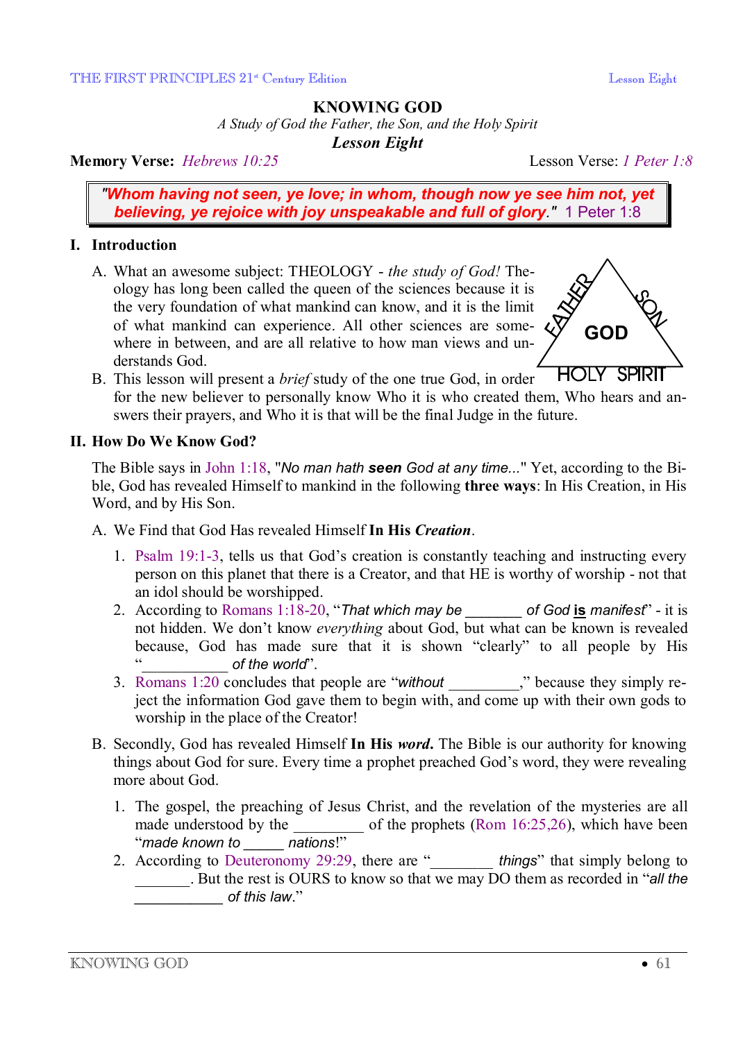# KNOWING GOD

*A Study of God the Father, the Son, and the Holy Spirit*

***Lesson Eight***

**Memory Verse:** *Hebrews 10:25* — Lesson Verse: *1 Peter 1:8*

> ***"Whom having not seen, ye love; in whom, though now ye see him not, yet believing, ye rejoice with joy unspeakable and full of glory."*** 1 Peter 1:8

## I. Introduction

A. What an awesome subject: THEOLOGY - *the study of God!* Theology has long been called the queen of the sciences because it is the very foundation of what mankind can know, and it is the limit of what mankind can experience. All other sciences are somewhere in between, and are all relative to how man views and understands God.

FATHER — SON — GOD — HOLY SPIRIT

B. This lesson will present a *brief* study of the one true God, in order for the new believer to personally know Who it is who created them, Who hears and answers their prayers, and Who it is that will be the final Judge in the future.

## II. How Do We Know God?

The Bible says in John 1:18, "*No man hath **seen** God at any time...*" Yet, according to the Bible, God has revealed Himself to mankind in the following **three ways**: In His Creation, in His Word, and by His Son.

A. We Find that God Has revealed Himself **In His *Creation***.

1. Psalm 19:1-3, tells us that God's creation is constantly teaching and instructing every person on this planet that there is a Creator, and that HE is worthy of worship - not that an idol should be worshipped.
2. According to Romans 1:18-20, "*That which may be _______ of God **is** manifest*" - it is not hidden. We don't know *everything* about God, but what can be known is revealed because, God has made sure that it is shown "clearly" to all people by His "__________ *of the world*".
3. Romans 1:20 concludes that people are "*without* _________," because they simply reject the information God gave them to begin with, and come up with their own gods to worship in the place of the Creator!

B. Secondly, God has revealed Himself **In His *word***. The Bible is our authority for knowing things about God for sure. Every time a prophet preached God's word, they were revealing more about God.

1. The gospel, the preaching of Jesus Christ, and the revelation of the mysteries are all made understood by the _________ of the prophets (Rom 16:25,26), which have been "*made known to _____ nations*!"
2. According to Deuteronomy 29:29, there are "________ *things*" that simply belong to _______. But the rest is OURS to know so that we may DO them as recorded in "*all the ___________ of this law*."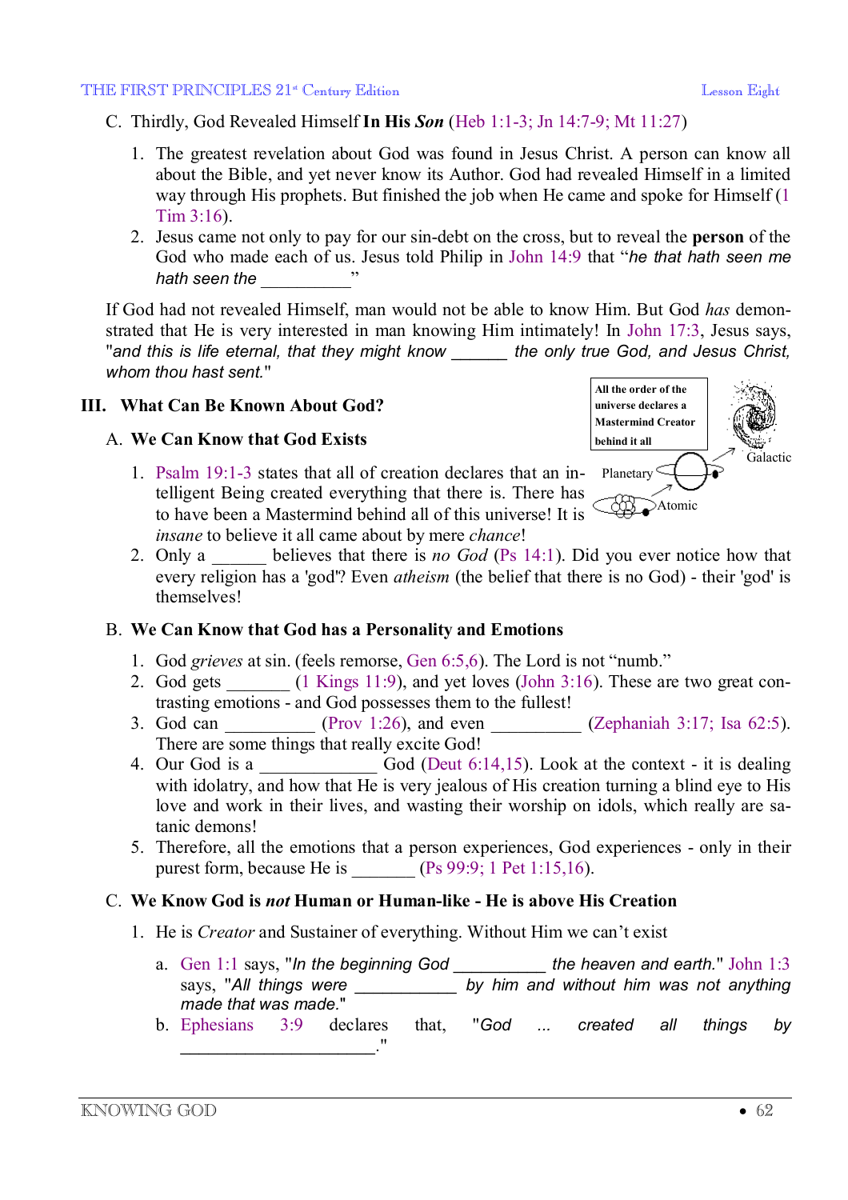C. Thirdly, God Revealed Himself **In His *Son*** (Heb 1:1-3; Jn 14:7-9; Mt 11:27)

1. The greatest revelation about God was found in Jesus Christ. A person can know all about the Bible, and yet never know its Author. God had revealed Himself in a limited way through His prophets. But finished the job when He came and spoke for Himself (1 Tim 3:16).
2. Jesus came not only to pay for our sin-debt on the cross, but to reveal the **person** of the God who made each of us. Jesus told Philip in John 14:9 that "*he that hath seen me hath seen the* __________"

If God had not revealed Himself, man would not be able to know Him. But God *has* demonstrated that He is very interested in man knowing Him intimately! In John 17:3, Jesus says, "*and this is life eternal, that they might know ______ the only true God, and Jesus Christ, whom thou hast sent.*"

## III. What Can Be Known About God?

**All the order of the universe declares a Mastermind Creator behind it all**

Galactic

Planetary

Atomic

### A. We Can Know that God Exists

1. Psalm 19:1-3 states that all of creation declares that an intelligent Being created everything that there is. There has to have been a Mastermind behind all of this universe! It is *insane* to believe it all came about by mere *chance*!
2. Only a ______ believes that there is *no God* (Ps 14:1). Did you ever notice how that every religion has a 'god'? Even *atheism* (the belief that there is no God) - their 'god' is themselves!

### B. We Can Know that God has a Personality and Emotions

1. God *grieves* at sin. (feels remorse, Gen 6:5,6). The Lord is not "numb."
2. God gets _______ (1 Kings 11:9), and yet loves (John 3:16). These are two great contrasting emotions - and God possesses them to the fullest!
3. God can __________ (Prov 1:26), and even __________ (Zephaniah 3:17; Isa 62:5). There are some things that really excite God!
4. Our God is a ____________ God (Deut 6:14,15). Look at the context - it is dealing with idolatry, and how that He is very jealous of His creation turning a blind eye to His love and work in their lives, and wasting their worship on idols, which really are satanic demons!
5. Therefore, all the emotions that a person experiences, God experiences - only in their purest form, because He is _______ (Ps 99:9; 1 Pet 1:15,16).

### C. We Know God is *not* Human or Human-like - He is above His Creation

1. He is *Creator* and Sustainer of everything. Without Him we can't exist
   a. Gen 1:1 says, "*In the beginning God* __________ *the heaven and earth.*" John 1:3 says, "*All things were* ___________ *by him and without him was not anything made that was made.*"
   b. Ephesians 3:9 declares that, "*God ... created all things by* ______________________."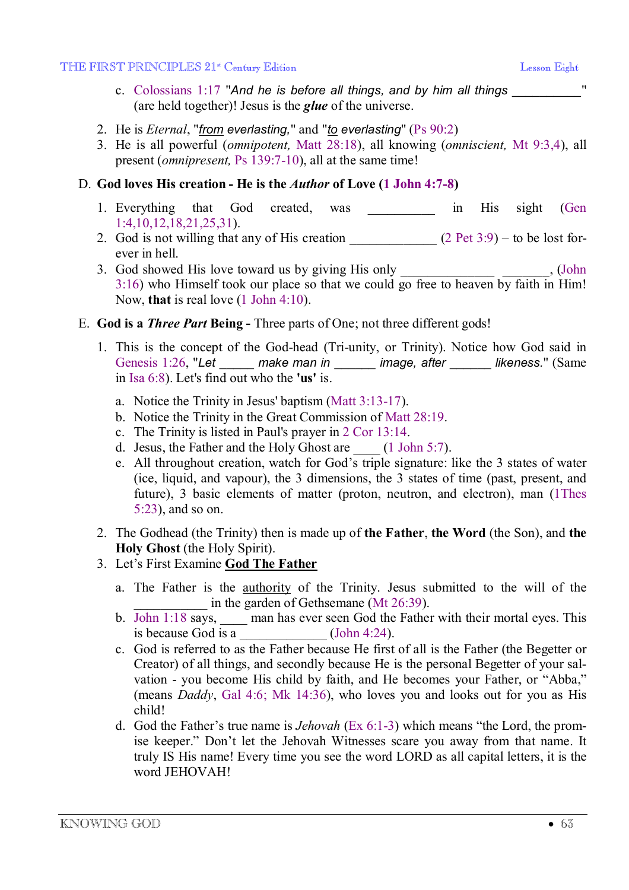c. Colossians 1:17 "*And he is before all things, and by him all things ___________*" (are held together)! Jesus is the ***glue*** of the universe.

2. He is *Eternal*, "*from everlasting,*" and "*to everlasting*" (Ps 90:2)
3. He is all powerful (*omnipotent,* Matt 28:18), all knowing (*omniscient,* Mt 9:3,4), all present (*omnipresent,* Ps 139:7-10), all at the same time!

D. **God loves His creation - He is the *Author* of Love (1 John 4:7-8)**

1. Everything that God created, was __________ in His sight (Gen 1:4,10,12,18,21,25,31).
2. God is not willing that any of His creation _____________ (2 Pet 3:9) – to be lost forever in hell.
3. God showed His love toward us by giving His only ______________ _______, (John 3:16) who Himself took our place so that we could go free to heaven by faith in Him! Now, **that** is real love (1 John 4:10).

E. **God is a *Three Part* Being -** Three parts of One; not three different gods!

1. This is the concept of the God-head (Tri-unity, or Trinity). Notice how God said in Genesis 1:26, "*Let _____ make man in ______ image, after ______ likeness.*" (Same in Isa 6:8). Let's find out who the **'us'** is.
   a. Notice the Trinity in Jesus' baptism (Matt 3:13-17).
   b. Notice the Trinity in the Great Commission of Matt 28:19.
   c. The Trinity is listed in Paul's prayer in 2 Cor 13:14.
   d. Jesus, the Father and the Holy Ghost are ____ (1 John 5:7).
   e. All throughout creation, watch for God's triple signature: like the 3 states of water (ice, liquid, and vapour), the 3 dimensions, the 3 states of time (past, present, and future), 3 basic elements of matter (proton, neutron, and electron), man (1Thes 5:23), and so on.
2. The Godhead (the Trinity) then is made up of **the Father**, **the Word** (the Son), and **the Holy Ghost** (the Holy Spirit).
3. Let's First Examine **God The Father**
   a. The Father is the authority of the Trinity. Jesus submitted to the will of the ___________ in the garden of Gethsemane (Mt 26:39).
   b. John 1:18 says, ____ man has ever seen God the Father with their mortal eyes. This is because God is a _____________ (John 4:24).
   c. God is referred to as the Father because He first of all is the Father (the Begetter or Creator) of all things, and secondly because He is the personal Begetter of your salvation - you become His child by faith, and He becomes your Father, or "Abba," (means *Daddy*, Gal 4:6; Mk 14:36), who loves you and looks out for you as His child!
   d. God the Father's true name is *Jehovah* (Ex 6:1-3) which means "the Lord, the promise keeper." Don't let the Jehovah Witnesses scare you away from that name. It truly IS His name! Every time you see the word LORD as all capital letters, it is the word JEHOVAH!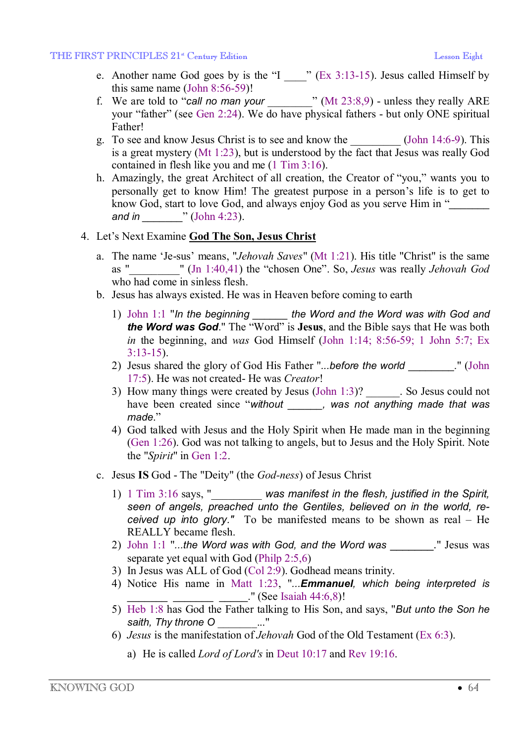e. Another name God goes by is the "I ____" (Ex 3:13-15). Jesus called Himself by this same name (John 8:56-59)!

f. We are told to "*call no man your ________*" (Mt 23:8,9) - unless they really ARE your "father" (see Gen 2:24). We do have physical fathers - but only ONE spiritual Father!

g. To see and know Jesus Christ is to see and know the _________ (John 14:6-9). This is a great mystery (Mt 1:23), but is understood by the fact that Jesus was really God contained in flesh like you and me (1 Tim 3:16).

h. Amazingly, the great Architect of all creation, the Creator of "you," wants you to personally get to know Him! The greatest purpose in a person's life is to get to know God, start to love God, and always enjoy God as you serve Him in "_______ *and in* _______" (John 4:23).

4. Let's Next Examine **God The Son, Jesus Christ**

   a. The name 'Je-sus' means, "*Jehovah Saves*" (Mt 1:21). His title "Christ" is the same as "_________" (Jn 1:40,41) the "chosen One". So, *Jesus* was really *Jehovah God* who had come in sinless flesh.

   b. Jesus has always existed. He was in Heaven before coming to earth

      1) John 1:1 "*In the beginning ______ the Word and the Word was with God and **the Word was God***." The "Word" is **Jesus**, and the Bible says that He was both *in* the beginning, and *was* God Himself (John 1:14; 8:56-59; 1 John 5:7; Ex 3:13-15).

      2) Jesus shared the glory of God His Father "*...before the world ________*." (John 17:5). He was not created- He was *Creator*!

      3) How many things were created by Jesus (John 1:3)? ______. So Jesus could not have been created since "*without ______, was not anything made that was made*."

      4) God talked with Jesus and the Holy Spirit when He made man in the beginning (Gen 1:26). God was not talking to angels, but to Jesus and the Holy Spirit. Note the "*Spirit*" in Gen 1:2.

   c. Jesus **IS** God - The "Deity" (the *God-ness*) of Jesus Christ

      1) 1 Tim 3:16 says, "_________ *was manifest in the flesh, justified in the Spirit, seen of angels, preached unto the Gentiles, believed on in the world, received up into glory."* To be manifested means to be shown as real – He REALLY became flesh.

      2) John 1:1 "*...the Word was with God, and the Word was ________*." Jesus was separate yet equal with God (Philp 2:5,6)

      3) In Jesus was ALL of God (Col 2:9). Godhead means trinity.

      4) Notice His name in Matt 1:23, "*...**Emmanuel**, which being interpreted is _______ _______ _____*." (See Isaiah 44:6,8)!

      5) Heb 1:8 has God the Father talking to His Son, and says, "*But unto the Son he saith, Thy throne O _______...*"

      6) *Jesus* is the manifestation of *Jehovah* God of the Old Testament (Ex 6:3).

         a) He is called *Lord of Lord's* in Deut 10:17 and Rev 19:16.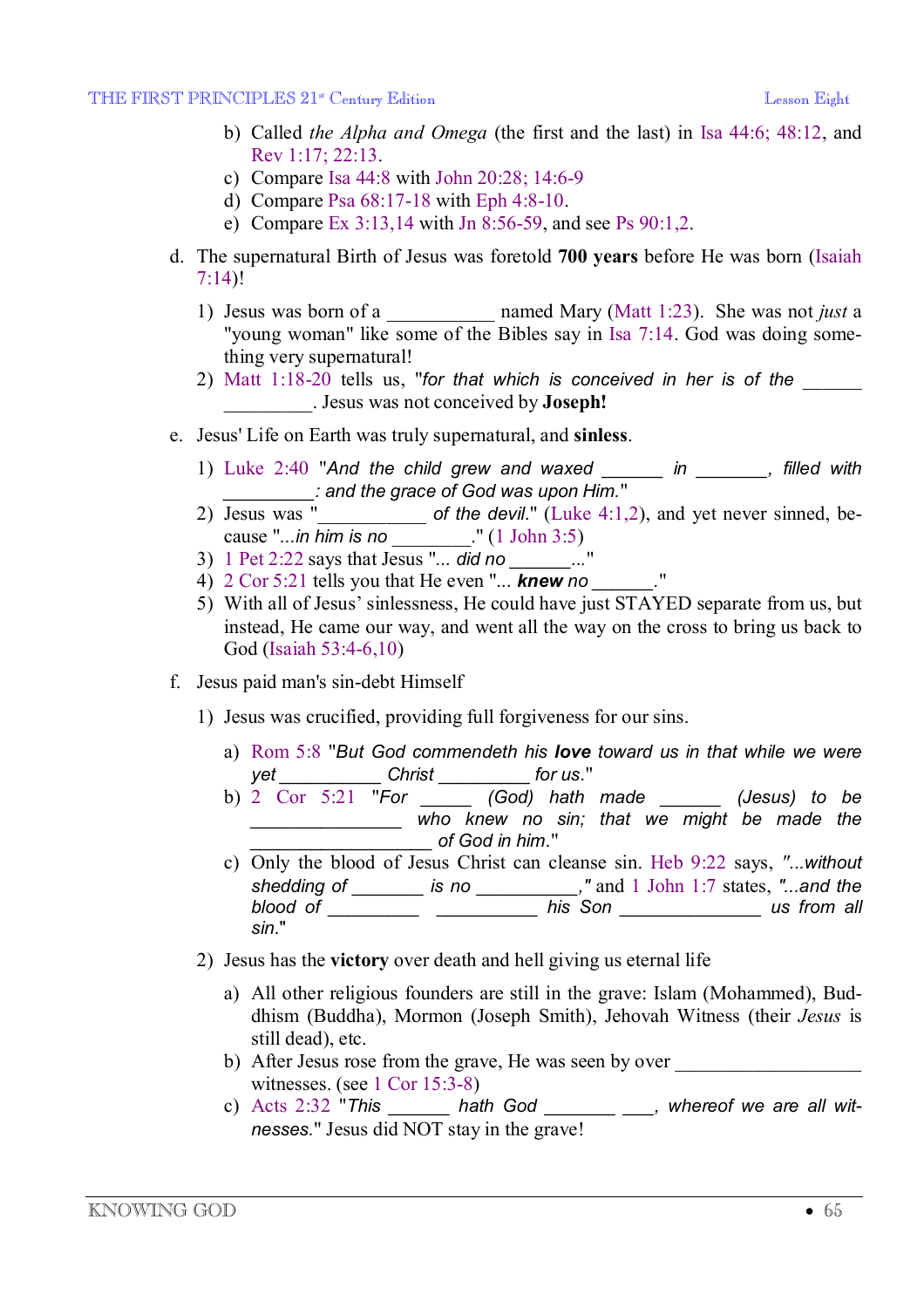b) Called *the Alpha and Omega* (the first and the last) in Isa 44:6; 48:12, and Rev 1:17; 22:13.
c) Compare Isa 44:8 with John 20:28; 14:6-9
d) Compare Psa 68:17-18 with Eph 4:8-10.
e) Compare Ex 3:13,14 with Jn 8:56-59, and see Ps 90:1,2.

d. The supernatural Birth of Jesus was foretold **700 years** before He was born (Isaiah 7:14)!

1) Jesus was born of a ___________ named Mary (Matt 1:23). She was not *just* a "young woman" like some of the Bibles say in Isa 7:14. God was doing something very supernatural!
2) Matt 1:18-20 tells us, "*for that which is conceived in her is of the ______ _________*. Jesus was not conceived by **Joseph!**

e. Jesus' Life on Earth was truly supernatural, and **sinless**.

1) Luke 2:40 "*And the child grew and waxed ______ in _______, filled with _________: and the grace of God was upon Him.*"
2) Jesus was "___________ *of the devil.*" (Luke 4:1,2), and yet never sinned, because "*...in him is no ________.*" (1 John 3:5)
3) 1 Pet 2:22 says that Jesus "*... did no ______...*"
4) 2 Cor 5:21 tells you that He even "*... **knew** no ______.*"
5) With all of Jesus' sinlessness, He could have just STAYED separate from us, but instead, He came our way, and went all the way on the cross to bring us back to God (Isaiah 53:4-6,10)

f. Jesus paid man's sin-debt Himself

1) Jesus was crucified, providing full forgiveness for our sins.

a) Rom 5:8 "*But God commendeth his **love** toward us in that while we were yet __________ Christ _________ for us.*"
b) 2 Cor 5:21 "*For _____ (God) hath made ______ (Jesus) to be _______________ who knew no sin; that we might be made the __________________ of God in him.*"
c) Only the blood of Jesus Christ can cleanse sin. Heb 9:22 says, "*...without shedding of _______ is no __________,*" and 1 John 1:7 states, "*...and the blood of _________ __________ his Son ______________ us from all sin.*"

2) Jesus has the **victory** over death and hell giving us eternal life

a) All other religious founders are still in the grave: Islam (Mohammed), Buddhism (Buddha), Mormon (Joseph Smith), Jehovah Witness (their *Jesus* is still dead), etc.
b) After Jesus rose from the grave, He was seen by over __________________ witnesses. (see 1 Cor 15:3-8)
c) Acts 2:32 "*This ______ hath God _______ ___, whereof we are all witnesses.*" Jesus did NOT stay in the grave!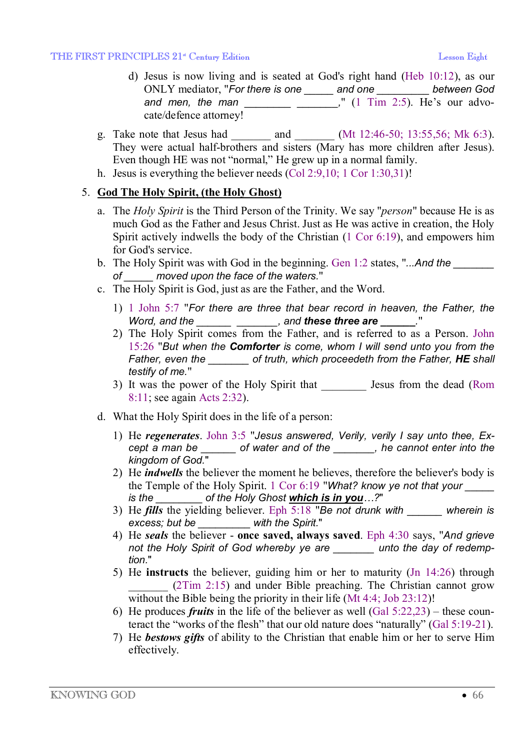d) Jesus is now living and is seated at God's right hand (Heb 10:12), as our ONLY mediator, "*For there is one _____ and one _________ between God and men, the man ________ _______*," (1 Tim 2:5). He's our advocate/defence attorney!

g. Take note that Jesus had _______ and _______ (Mt 12:46-50; 13:55,56; Mk 6:3). They were actual half-brothers and sisters (Mary has more children after Jesus). Even though HE was not "normal," He grew up in a normal family.

h. Jesus is everything the believer needs (Col 2:9,10; 1 Cor 1:30,31)!

5. **<u>God The Holy Spirit, (the Holy Ghost)</u>**

a. The *Holy Spirit* is the Third Person of the Trinity. We say "*person*" because He is as much God as the Father and Jesus Christ. Just as He was active in creation, the Holy Spirit actively indwells the body of the Christian (1 Cor 6:19), and empowers him for God's service.

b. The Holy Spirit was with God in the beginning. Gen 1:2 states, "*...And the _______ of _____ moved upon the face of the waters.*"

c. The Holy Spirit is God, just as are the Father, and the Word.

1) 1 John 5:7 "*For there are three that bear record in heaven, the Father, the Word, and the ______ _______, and **these three are ______**.*"

2) The Holy Spirit comes from the Father, and is referred to as a Person. John 15:26 "*But when the **Comforter** is come, whom I will send unto you from the Father, even the _______ of truth, which proceedeth from the Father, **HE** shall testify of me.*"

3) It was the power of the Holy Spirit that ________ Jesus from the dead (Rom 8:11; see again Acts 2:32).

d. What the Holy Spirit does in the life of a person:

1) He ***regenerates***. John 3:5 "*Jesus answered, Verily, verily I say unto thee, Except a man be ______ of water and of the _______, he cannot enter into the kingdom of God.*"

2) He ***indwells*** the believer the moment he believes, therefore the believer's body is the Temple of the Holy Spirit. 1 Cor 6:19 "*What? know ye not that your _____ is the ________ of the Holy Ghost **<u>which is in you</u>**…?*"

3) He ***fills*** the yielding believer. Eph 5:18 "*Be not drunk with ______ wherein is excess; but be _________ with the Spirit.*"

4) He ***seals*** the believer - **once saved, always saved**. Eph 4:30 says, "*And grieve not the Holy Spirit of God whereby ye are _______ unto the day of redemption.*"

5) He **instructs** the believer, guiding him or her to maturity (Jn 14:26) through _______ (2Tim 2:15) and under Bible preaching. The Christian cannot grow without the Bible being the priority in their life (Mt 4:4; Job 23:12)!

6) He produces ***fruits*** in the life of the believer as well (Gal 5:22,23) – these counteract the "works of the flesh" that our old nature does "naturally" (Gal 5:19-21).

7) He ***bestows gifts*** of ability to the Christian that enable him or her to serve Him effectively.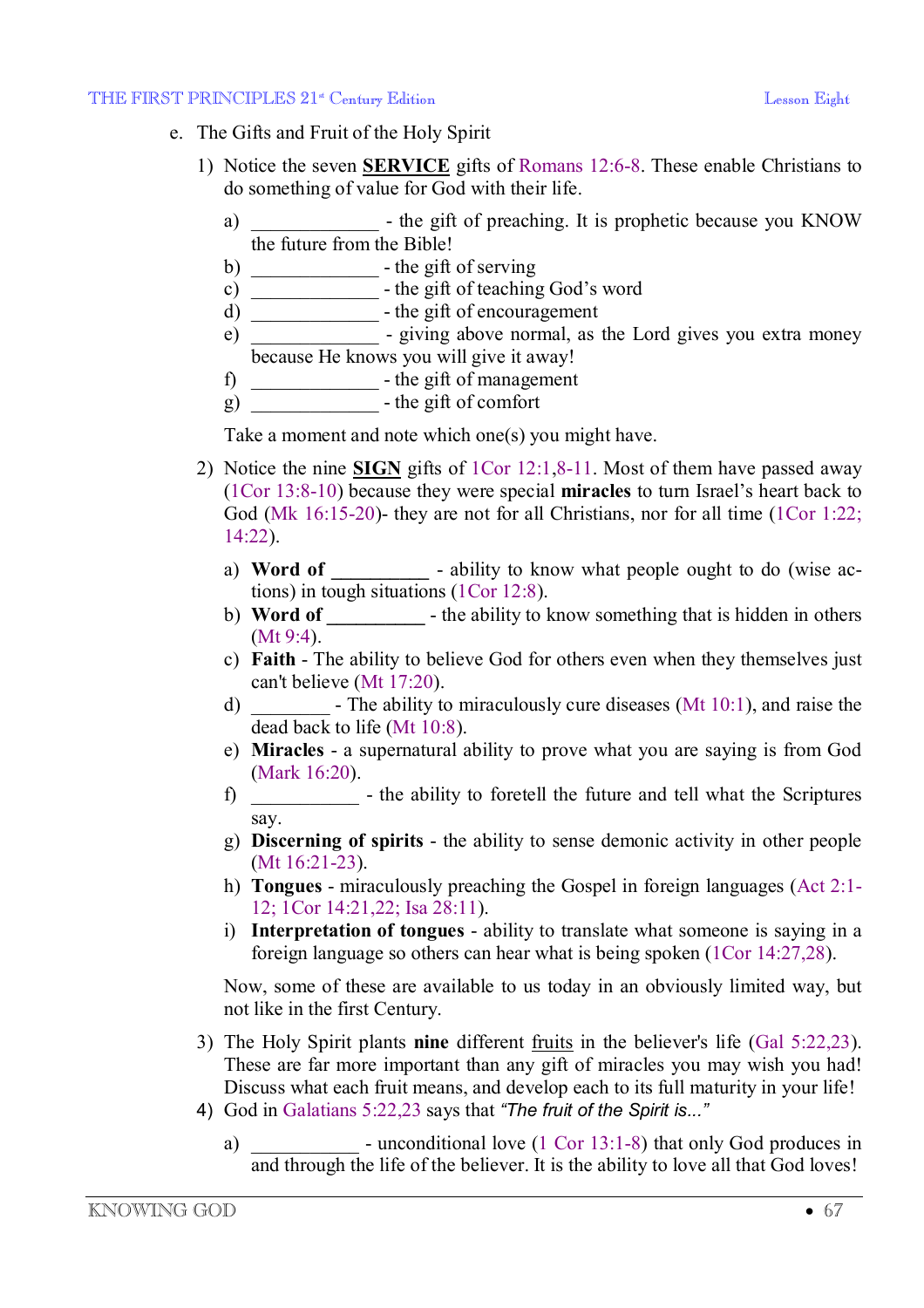e. The Gifts and Fruit of the Holy Spirit

1) Notice the seven <u>**SERVICE**</u> gifts of Romans 12:6-8. These enable Christians to do something of value for God with their life.

   a) _____________ - the gift of preaching. It is prophetic because you KNOW the future from the Bible!
   b) _____________ - the gift of serving
   c) _____________ - the gift of teaching God's word
   d) _____________ - the gift of encouragement
   e) _____________ - giving above normal, as the Lord gives you extra money because He knows you will give it away!
   f) _____________ - the gift of management
   g) _____________ - the gift of comfort

   Take a moment and note which one(s) you might have.

2) Notice the nine <u>**SIGN**</u> gifts of 1Cor 12:1,8-11. Most of them have passed away (1Cor 13:8-10) because they were special **miracles** to turn Israel's heart back to God (Mk 16:15-20)- they are not for all Christians, nor for all time (1Cor 1:22; 14:22).

   a) **Word of __________** - ability to know what people ought to do (wise actions) in tough situations (1Cor 12:8).
   b) **Word of __________** - the ability to know something that is hidden in others (Mt 9:4).
   c) **Faith** - The ability to believe God for others even when they themselves just can't believe (Mt 17:20).
   d) ________ - The ability to miraculously cure diseases (Mt 10:1), and raise the dead back to life (Mt 10:8).
   e) **Miracles** - a supernatural ability to prove what you are saying is from God (Mark 16:20).
   f) ___________ - the ability to foretell the future and tell what the Scriptures say.
   g) **Discerning of spirits** - the ability to sense demonic activity in other people (Mt 16:21-23).
   h) **Tongues** - miraculously preaching the Gospel in foreign languages (Act 2:1-12; 1Cor 14:21,22; Isa 28:11).
   i) **Interpretation of tongues** - ability to translate what someone is saying in a foreign language so others can hear what is being spoken (1Cor 14:27,28).

   Now, some of these are available to us today in an obviously limited way, but not like in the first Century.

3) The Holy Spirit plants **nine** different <u>fruits</u> in the believer's life (Gal 5:22,23). These are far more important than any gift of miracles you may wish you had! Discuss what each fruit means, and develop each to its full maturity in your life!

4) God in Galatians 5:22,23 says that *"The fruit of the Spirit is..."*

   a) ___________ - unconditional love (1 Cor 13:1-8) that only God produces in and through the life of the believer. It is the ability to love all that God loves!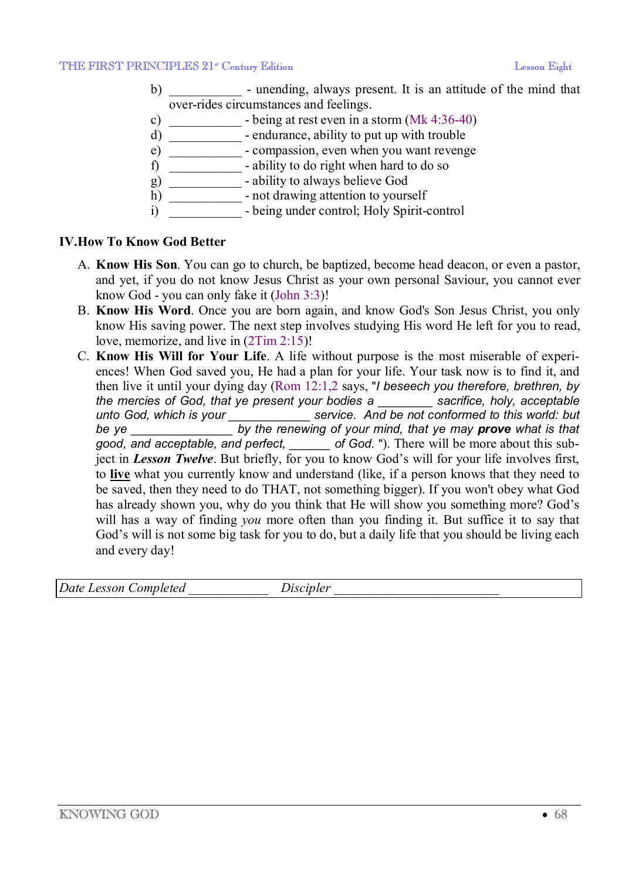b) ___________ - unending, always present. It is an attitude of the mind that over-rides circumstances and feelings.
c) ___________ - being at rest even in a storm (Mk 4:36-40)
d) ___________ - endurance, ability to put up with trouble
e) ___________ - compassion, even when you want revenge
f) ___________ - ability to do right when hard to do so
g) ___________ - ability to always believe God
h) ___________ - not drawing attention to yourself
i) ___________ - being under control; Holy Spirit-control

## IV. How To Know God Better

A. **Know His Son**. You can go to church, be baptized, become head deacon, or even a pastor, and yet, if you do not know Jesus Christ as your own personal Saviour, you cannot ever know God - you can only fake it (John 3:3)!

B. **Know His Word**. Once you are born again, and know God's Son Jesus Christ, you only know His saving power. The next step involves studying His word He left for you to read, love, memorize, and live in (2Tim 2:15)!

C. **Know His Will for Your Life**. A life without purpose is the most miserable of experiences! When God saved you, He had a plan for your life. Your task now is to find it, and then live it until your dying day (Rom 12:1,2 says, "*I beseech you therefore, brethren, by the mercies of God, that ye present your bodies a ________ sacrifice, holy, acceptable unto God, which is your ____________ service. And be not conformed to this world: but be ye _______________ by the renewing of your mind, that ye may* ***prove*** *what is that good, and acceptable, and perfect, ______ of God.* "). There will be more about this subject in ***Lesson Twelve***. But briefly, for you to know God's will for your life involves first, to **live** what you currently know and understand (like, if a person knows that they need to be saved, then they need to do THAT, not something bigger). If you won't obey what God has already shown you, why do you think that He will show you something more? God's will has a way of finding *you* more often than you finding it. But suffice it to say that God's will is not some big task for you to do, but a daily life that you should be living each and every day!

*Date Lesson Completed* ____________ *Discipler* _________________________